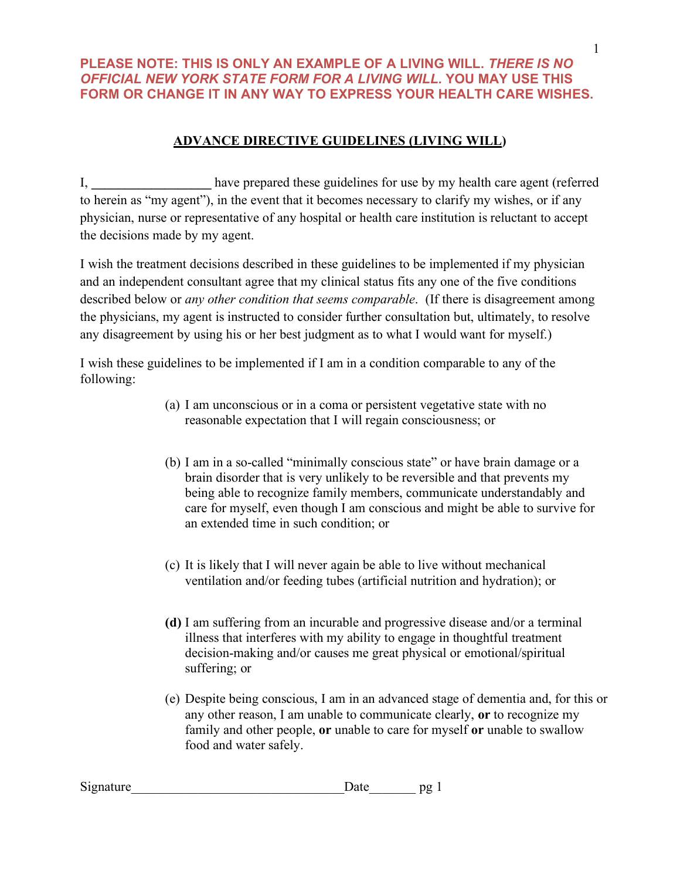**PLEASE NOTE: THIS IS ONLY AN EXAMPLE OF A LIVING WILL. *THERE IS NO OFFICIAL NEW YORK STATE FORM FOR A LIVING WILL.* YOU MAY USE THIS FORM OR CHANGE IT IN ANY WAY TO EXPRESS YOUR HEALTH CARE WISHES.**

## ADVANCE DIRECTIVE GUIDELINES (LIVING WILL)

I, __________________ have prepared these guidelines for use by my health care agent (referred to herein as "my agent"), in the event that it becomes necessary to clarify my wishes, or if any physician, nurse or representative of any hospital or health care institution is reluctant to accept the decisions made by my agent.

I wish the treatment decisions described in these guidelines to be implemented if my physician and an independent consultant agree that my clinical status fits any one of the five conditions described below or *any other condition that seems comparable*. (If there is disagreement among the physicians, my agent is instructed to consider further consultation but, ultimately, to resolve any disagreement by using his or her best judgment as to what I would want for myself.)

I wish these guidelines to be implemented if I am in a condition comparable to any of the following:

(a) I am unconscious or in a coma or persistent vegetative state with no reasonable expectation that I will regain consciousness; or

(b) I am in a so-called "minimally conscious state" or have brain damage or a brain disorder that is very unlikely to be reversible and that prevents my being able to recognize family members, communicate understandably and care for myself, even though I am conscious and might be able to survive for an extended time in such condition; or

(c) It is likely that I will never again be able to live without mechanical ventilation and/or feeding tubes (artificial nutrition and hydration); or

**(d)** I am suffering from an incurable and progressive disease and/or a terminal illness that interferes with my ability to engage in thoughtful treatment decision-making and/or causes me great physical or emotional/spiritual suffering; or

(e) Despite being conscious, I am in an advanced stage of dementia and, for this or any other reason, I am unable to communicate clearly, **or** to recognize my family and other people, **or** unable to care for myself **or** unable to swallow food and water safely.

Signature________________________________Date_______ pg 1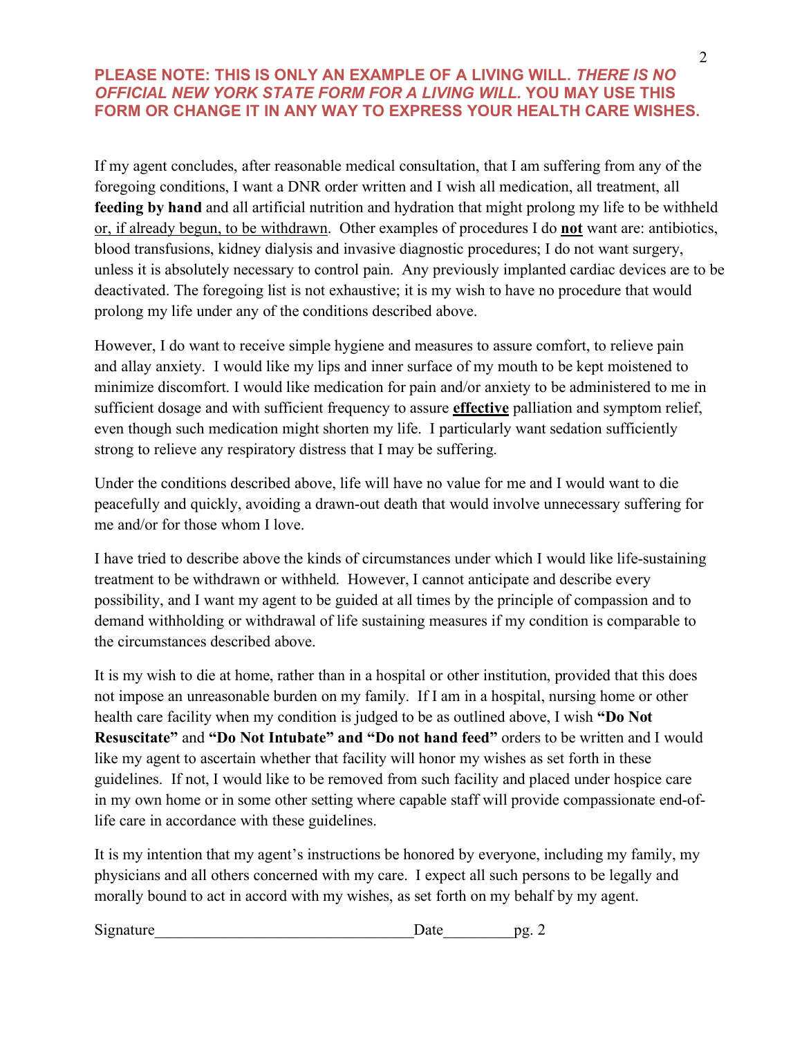**PLEASE NOTE: THIS IS ONLY AN EXAMPLE OF A LIVING WILL. *THERE IS NO OFFICIAL NEW YORK STATE FORM FOR A LIVING WILL.* YOU MAY USE THIS FORM OR CHANGE IT IN ANY WAY TO EXPRESS YOUR HEALTH CARE WISHES.**

If my agent concludes, after reasonable medical consultation, that I am suffering from any of the foregoing conditions, I want a DNR order written and I wish all medication, all treatment, all **feeding by hand** and all artificial nutrition and hydration that might prolong my life to be withheld <u>or, if already begun, to be withdrawn</u>. Other examples of procedures I do <u>**not**</u> want are: antibiotics, blood transfusions, kidney dialysis and invasive diagnostic procedures; I do not want surgery, unless it is absolutely necessary to control pain. Any previously implanted cardiac devices are to be deactivated. The foregoing list is not exhaustive; it is my wish to have no procedure that would prolong my life under any of the conditions described above.

However, I do want to receive simple hygiene and measures to assure comfort, to relieve pain and allay anxiety. I would like my lips and inner surface of my mouth to be kept moistened to minimize discomfort. I would like medication for pain and/or anxiety to be administered to me in sufficient dosage and with sufficient frequency to assure <u>**effective**</u> palliation and symptom relief, even though such medication might shorten my life. I particularly want sedation sufficiently strong to relieve any respiratory distress that I may be suffering.

Under the conditions described above, life will have no value for me and I would want to die peacefully and quickly, avoiding a drawn-out death that would involve unnecessary suffering for me and/or for those whom I love.

I have tried to describe above the kinds of circumstances under which I would like life-sustaining treatment to be withdrawn or withheld. However, I cannot anticipate and describe every possibility, and I want my agent to be guided at all times by the principle of compassion and to demand withholding or withdrawal of life sustaining measures if my condition is comparable to the circumstances described above.

It is my wish to die at home, rather than in a hospital or other institution, provided that this does not impose an unreasonable burden on my family. If I am in a hospital, nursing home or other health care facility when my condition is judged to be as outlined above, I wish **"Do Not Resuscitate"** and **"Do Not Intubate" and "Do not hand feed"** orders to be written and I would like my agent to ascertain whether that facility will honor my wishes as set forth in these guidelines. If not, I would like to be removed from such facility and placed under hospice care in my own home or in some other setting where capable staff will provide compassionate end-of-life care in accordance with these guidelines.

It is my intention that my agent's instructions be honored by everyone, including my family, my physicians and all others concerned with my care. I expect all such persons to be legally and morally bound to act in accord with my wishes, as set forth on my behalf by my agent.

Signature________________________________Date_________pg. 2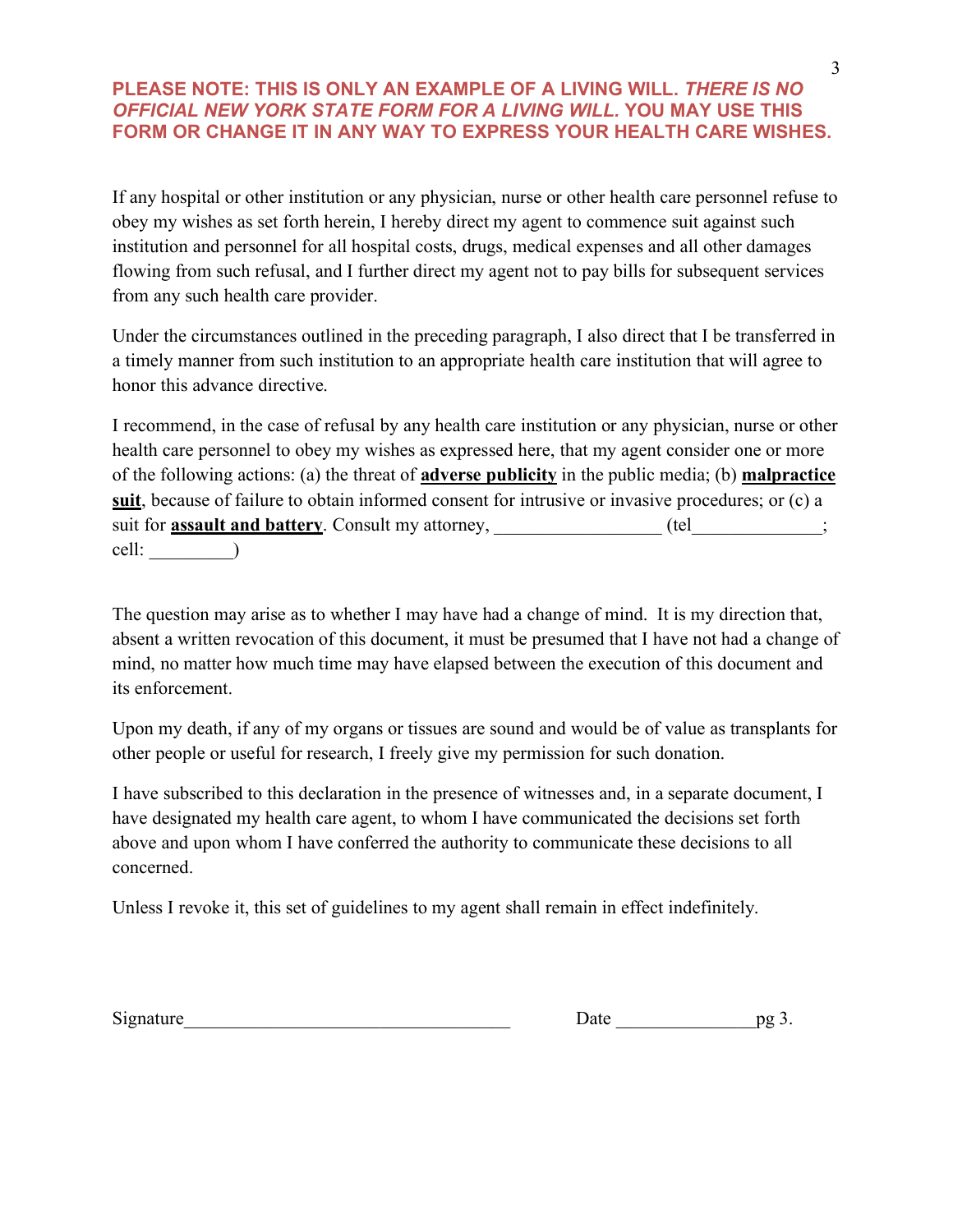**PLEASE NOTE: THIS IS ONLY AN EXAMPLE OF A LIVING WILL. *THERE IS NO OFFICIAL NEW YORK STATE FORM FOR A LIVING WILL.* YOU MAY USE THIS FORM OR CHANGE IT IN ANY WAY TO EXPRESS YOUR HEALTH CARE WISHES.**

If any hospital or other institution or any physician, nurse or other health care personnel refuse to obey my wishes as set forth herein, I hereby direct my agent to commence suit against such institution and personnel for all hospital costs, drugs, medical expenses and all other damages flowing from such refusal, and I further direct my agent not to pay bills for subsequent services from any such health care provider.

Under the circumstances outlined in the preceding paragraph, I also direct that I be transferred in a timely manner from such institution to an appropriate health care institution that will agree to honor this advance directive.

I recommend, in the case of refusal by any health care institution or any physician, nurse or other health care personnel to obey my wishes as expressed here, that my agent consider one or more of the following actions: (a) the threat of **adverse publicity** in the public media; (b) **malpractice suit**, because of failure to obtain informed consent for intrusive or invasive procedures; or (c) a suit for **assault and battery**. Consult my attorney, __________________ (tel______________; cell: _________)

The question may arise as to whether I may have had a change of mind. It is my direction that, absent a written revocation of this document, it must be presumed that I have not had a change of mind, no matter how much time may have elapsed between the execution of this document and its enforcement.

Upon my death, if any of my organs or tissues are sound and would be of value as transplants for other people or useful for research, I freely give my permission for such donation.

I have subscribed to this declaration in the presence of witnesses and, in a separate document, I have designated my health care agent, to whom I have communicated the decisions set forth above and upon whom I have conferred the authority to communicate these decisions to all concerned.

Unless I revoke it, this set of guidelines to my agent shall remain in effect indefinitely.

Signature___________________________________ Date _______________pg 3.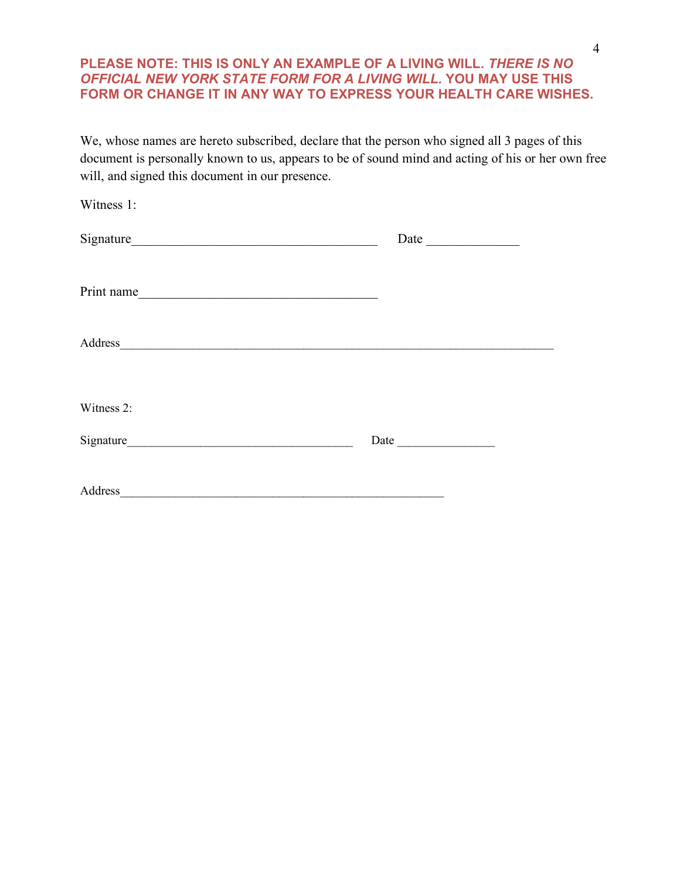**PLEASE NOTE: THIS IS ONLY AN EXAMPLE OF A LIVING WILL. *THERE IS NO OFFICIAL NEW YORK STATE FORM FOR A LIVING WILL.* YOU MAY USE THIS FORM OR CHANGE IT IN ANY WAY TO EXPRESS YOUR HEALTH CARE WISHES.**

We, whose names are hereto subscribed, declare that the person who signed all 3 pages of this document is personally known to us, appears to be of sound mind and acting of his or her own free will, and signed this document in our presence.

Witness 1:

Signature______________________________________ Date ______________

Print name_____________________________________

Address___________________________________________________________________________

Witness 2:

Signature______________________________________ Date _______________

Address_____________________________________________________